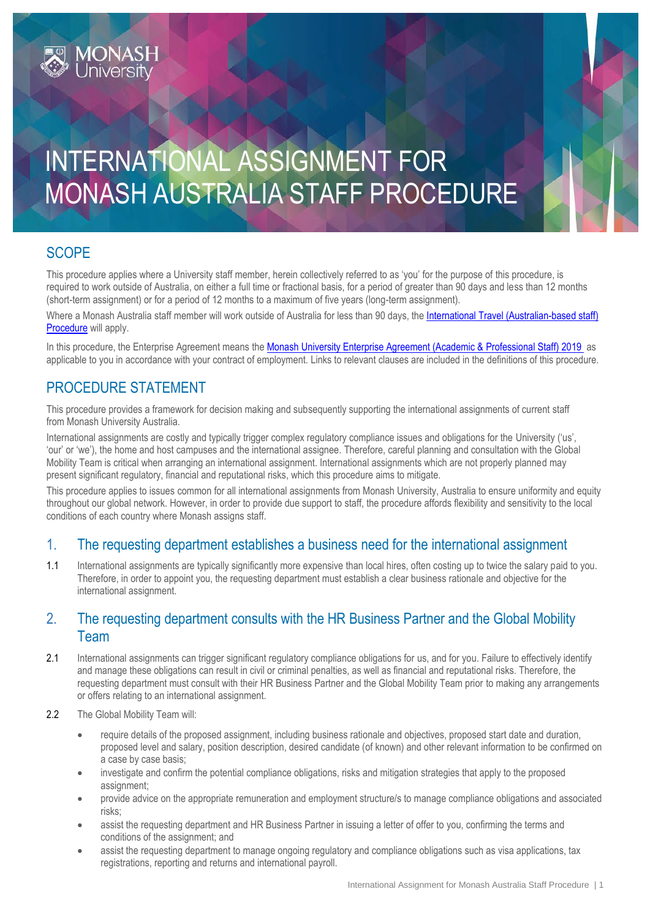# INTERNATIONAL ASSIGNMENT FOR MONASH AUSTRALIA STAFF PROCEDURE

## SCOPE

This procedure applies where a University staff member, herein collectively referred to as 'you' for the purpose of this procedure, is required to work outside of Australia, on either a full time or fractional basis, for a period of greater than 90 days and less than 12 months (short-term assignment) or for a period of 12 months to a maximum of five years (long-term assignment).

Where a Monash Australia staff member will work outside of Australia for less than 90 days, the International Travel (Australian-based staff) Procedure will apply.

In this procedure, the Enterprise Agreement means the Monash University Enterprise Agreement (Academic & Professional Staff) 2019 as applicable to you in accordance with your contract of employment. Links to relevant clauses are included in the definitions of this procedure.

## PROCEDURE STATEMENT

This procedure provides a framework for decision making and subsequently supporting the international assignments of current staff from Monash University Australia.

International assignments are costly and typically trigger complex regulatory compliance issues and obligations for the University ('us', 'our' or 'we'), the home and host campuses and the international assignee. Therefore, careful planning and consultation with the Global Mobility Team is critical when arranging an international assignment. International assignments which are not properly planned may present significant regulatory, financial and reputational risks, which this procedure aims to mitigate.

This procedure applies to issues common for all international assignments from Monash University, Australia to ensure uniformity and equity throughout our global network. However, in order to provide due support to staff, the procedure affords flexibility and sensitivity to the local conditions of each country where Monash assigns staff.

### 1. The requesting department establishes a business need for the international assignment

1.1 International assignments are typically significantly more expensive than local hires, often costing up to twice the salary paid to you. Therefore, in order to appoint you, the requesting department must establish a clear business rationale and objective for the international assignment.

### 2. The requesting department consults with the HR Business Partner and the Global Mobility Team

2.1 International assignments can trigger significant regulatory compliance obligations for us, and for you. Failure to effectively identify and manage these obligations can result in civil or criminal penalties, as well as financial and reputational risks. Therefore, the requesting department must consult with their HR Business Partner and the Global Mobility Team prior to making any arrangements or offers relating to an international assignment.

2.2 The Global Mobility Team will:

- require details of the proposed assignment, including business rationale and objectives, proposed start date and duration, proposed level and salary, position description, desired candidate (of known) and other relevant information to be confirmed on a case by case basis;
- investigate and confirm the potential compliance obligations, risks and mitigation strategies that apply to the proposed assignment;
- provide advice on the appropriate remuneration and employment structure/s to manage compliance obligations and associated risks;
- assist the requesting department and HR Business Partner in issuing a letter of offer to you, confirming the terms and conditions of the assignment; and
- assist the requesting department to manage ongoing regulatory and compliance obligations such as visa applications, tax registrations, reporting and returns and international payroll.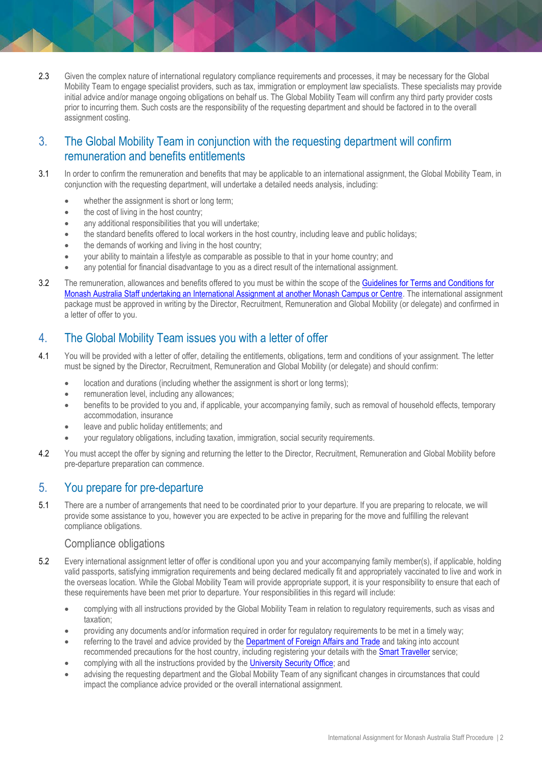2.3 Given the complex nature of international regulatory compliance requirements and processes, it may be necessary for the Global Mobility Team to engage specialist providers, such as tax, immigration or employment law specialists. These specialists may provide initial advice and/or manage ongoing obligations on behalf us. The Global Mobility Team will confirm any third party provider costs prior to incurring them. Such costs are the responsibility of the requesting department and should be factored in to the overall assignment costing.

## 3. The Global Mobility Team in conjunction with the requesting department will confirm remuneration and benefits entitlements

3.1 In order to confirm the remuneration and benefits that may be applicable to an international assignment, the Global Mobility Team, in conjunction with the requesting department, will undertake a detailed needs analysis, including:

- whether the assignment is short or long term;
- the cost of living in the host country;
- any additional responsibilities that you will undertake;
- the standard benefits offered to local workers in the host country, including leave and public holidays;
- the demands of working and living in the host country;
- your ability to maintain a lifestyle as comparable as possible to that in your home country; and
- any potential for financial disadvantage to you as a direct result of the international assignment.

3.2 The remuneration, allowances and benefits offered to you must be within the scope of the Guidelines for Terms and Conditions for Monash Australia Staff undertaking an International Assignment at another Monash Campus or Centre. The international assignment package must be approved in writing by the Director, Recruitment, Remuneration and Global Mobility (or delegate) and confirmed in a letter of offer to you.

## 4. The Global Mobility Team issues you with a letter of offer

4.1 You will be provided with a letter of offer, detailing the entitlements, obligations, term and conditions of your assignment. The letter must be signed by the Director, Recruitment, Remuneration and Global Mobility (or delegate) and should confirm:

- location and durations (including whether the assignment is short or long terms);
- remuneration level, including any allowances;
- benefits to be provided to you and, if applicable, your accompanying family, such as removal of household effects, temporary accommodation, insurance
- leave and public holiday entitlements; and
- your regulatory obligations, including taxation, immigration, social security requirements.

4.2 You must accept the offer by signing and returning the letter to the Director, Recruitment, Remuneration and Global Mobility before pre-departure preparation can commence.

## 5. You prepare for pre-departure

5.1 There are a number of arrangements that need to be coordinated prior to your departure. If you are preparing to relocate, we will provide some assistance to you, however you are expected to be active in preparing for the move and fulfilling the relevant compliance obligations.

### Compliance obligations

5.2 Every international assignment letter of offer is conditional upon you and your accompanying family member(s), if applicable, holding valid passports, satisfying immigration requirements and being declared medically fit and appropriately vaccinated to live and work in the overseas location. While the Global Mobility Team will provide appropriate support, it is your responsibility to ensure that each of these requirements have been met prior to departure. Your responsibilities in this regard will include:

- complying with all instructions provided by the Global Mobility Team in relation to regulatory requirements, such as visas and taxation;
- providing any documents and/or information required in order for regulatory requirements to be met in a timely way;
- referring to the travel and advice provided by the Department of Foreign Affairs and Trade and taking into account recommended precautions for the host country, including registering your details with the Smart Traveller service;
- complying with all the instructions provided by the University Security Office; and
- advising the requesting department and the Global Mobility Team of any significant changes in circumstances that could impact the compliance advice provided or the overall international assignment.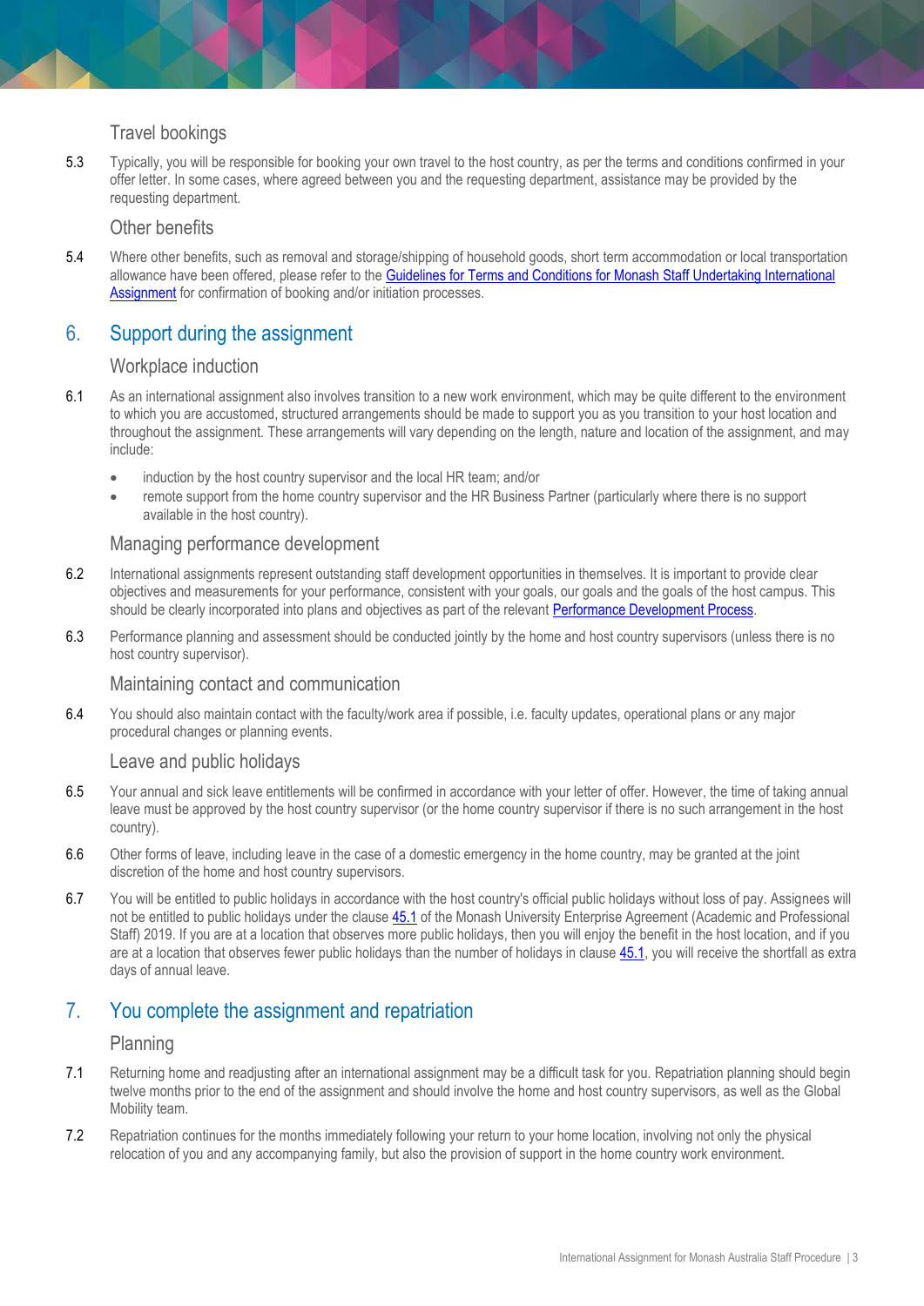### Travel bookings

5.3 Typically, you will be responsible for booking your own travel to the host country, as per the terms and conditions confirmed in your offer letter. In some cases, where agreed between you and the requesting department, assistance may be provided by the requesting department.

### Other benefits

5.4 Where other benefits, such as removal and storage/shipping of household goods, short term accommodation or local transportation allowance have been offered, please refer to the [Guidelines for Terms and Conditions for Monash Staff Undertaking International Assignment]() for confirmation of booking and/or initiation processes.

## 6. Support during the assignment

### Workplace induction

6.1 As an international assignment also involves transition to a new work environment, which may be quite different to the environment to which you are accustomed, structured arrangements should be made to support you as you transition to your host location and throughout the assignment. These arrangements will vary depending on the length, nature and location of the assignment, and may include:

- induction by the host country supervisor and the local HR team; and/or
- remote support from the home country supervisor and the HR Business Partner (particularly where there is no support available in the host country).

### Managing performance development

6.2 International assignments represent outstanding staff development opportunities in themselves. It is important to provide clear objectives and measurements for your performance, consistent with your goals, our goals and the goals of the host campus. This should be clearly incorporated into plans and objectives as part of the relevant [Performance Development Process]().

6.3 Performance planning and assessment should be conducted jointly by the home and host country supervisors (unless there is no host country supervisor).

### Maintaining contact and communication

6.4 You should also maintain contact with the faculty/work area if possible, i.e. faculty updates, operational plans or any major procedural changes or planning events.

### Leave and public holidays

6.5 Your annual and sick leave entitlements will be confirmed in accordance with your letter of offer. However, the time of taking annual leave must be approved by the host country supervisor (or the home country supervisor if there is no such arrangement in the host country).

6.6 Other forms of leave, including leave in the case of a domestic emergency in the home country, may be granted at the joint discretion of the home and host country supervisors.

6.7 You will be entitled to public holidays in accordance with the host country's official public holidays without loss of pay. Assignees will not be entitled to public holidays under the clause [45.1]() of the Monash University Enterprise Agreement (Academic and Professional Staff) 2019. If you are at a location that observes more public holidays, then you will enjoy the benefit in the host location, and if you are at a location that observes fewer public holidays than the number of holidays in clause [45.1](), you will receive the shortfall as extra days of annual leave.

## 7. You complete the assignment and repatriation

### Planning

7.1 Returning home and readjusting after an international assignment may be a difficult task for you. Repatriation planning should begin twelve months prior to the end of the assignment and should involve the home and host country supervisors, as well as the Global Mobility team.

7.2 Repatriation continues for the months immediately following your return to your home location, involving not only the physical relocation of you and any accompanying family, but also the provision of support in the home country work environment.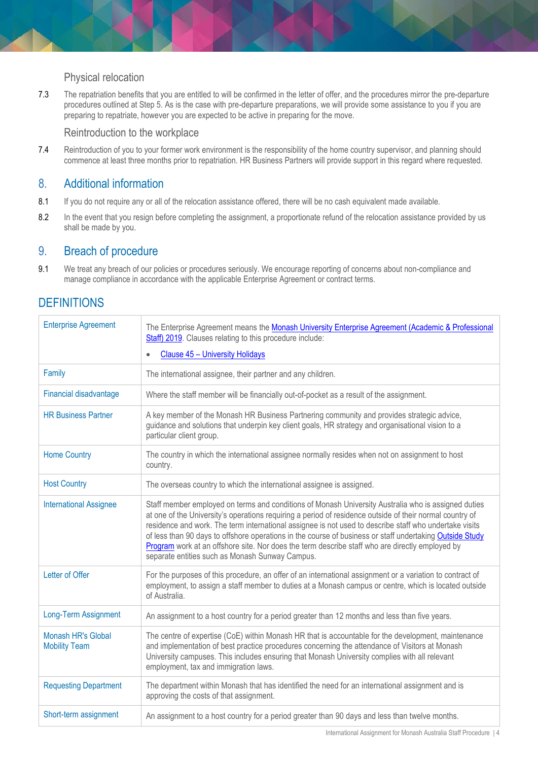### Physical relocation

7.3 The repatriation benefits that you are entitled to will be confirmed in the letter of offer, and the procedures mirror the pre-departure procedures outlined at Step 5. As is the case with pre-departure preparations, we will provide some assistance to you if you are preparing to repatriate, however you are expected to be active in preparing for the move.

### Reintroduction to the workplace

7.4 Reintroduction of you to your former work environment is the responsibility of the home country supervisor, and planning should commence at least three months prior to repatriation. HR Business Partners will provide support in this regard where requested.

## 8. Additional information

8.1 If you do not require any or all of the relocation assistance offered, there will be no cash equivalent made available.

8.2 In the event that you resign before completing the assignment, a proportionate refund of the relocation assistance provided by us shall be made by you.

## 9. Breach of procedure

9.1 We treat any breach of our policies or procedures seriously. We encourage reporting of concerns about non-compliance and manage compliance in accordance with the applicable Enterprise Agreement or contract terms.

## DEFINITIONS

| Term | Definition |
|---|---|
| Enterprise Agreement | The Enterprise Agreement means the Monash University Enterprise Agreement (Academic & Professional Staff) 2019. Clauses relating to this procedure include:<br>• Clause 45 – University Holidays |
| Family | The international assignee, their partner and any children. |
| Financial disadvantage | Where the staff member will be financially out-of-pocket as a result of the assignment. |
| HR Business Partner | A key member of the Monash HR Business Partnering community and provides strategic advice, guidance and solutions that underpin key client goals, HR strategy and organisational vision to a particular client group. |
| Home Country | The country in which the international assignee normally resides when not on assignment to host country. |
| Host Country | The overseas country to which the international assignee is assigned. |
| International Assignee | Staff member employed on terms and conditions of Monash University Australia who is assigned duties at one of the University's operations requiring a period of residence outside of their normal country of residence and work. The term international assignee is not used to describe staff who undertake visits of less than 90 days to offshore operations in the course of business or staff undertaking Outside Study Program work at an offshore site. Nor does the term describe staff who are directly employed by separate entities such as Monash Sunway Campus. |
| Letter of Offer | For the purposes of this procedure, an offer of an international assignment or a variation to contract of employment, to assign a staff member to duties at a Monash campus or centre, which is located outside of Australia. |
| Long-Term Assignment | An assignment to a host country for a period greater than 12 months and less than five years. |
| Monash HR's Global Mobility Team | The centre of expertise (CoE) within Monash HR that is accountable for the development, maintenance and implementation of best practice procedures concerning the attendance of Visitors at Monash University campuses. This includes ensuring that Monash University complies with all relevant employment, tax and immigration laws. |
| Requesting Department | The department within Monash that has identified the need for an international assignment and is approving the costs of that assignment. |
| Short-term assignment | An assignment to a host country for a period greater than 90 days and less than twelve months. |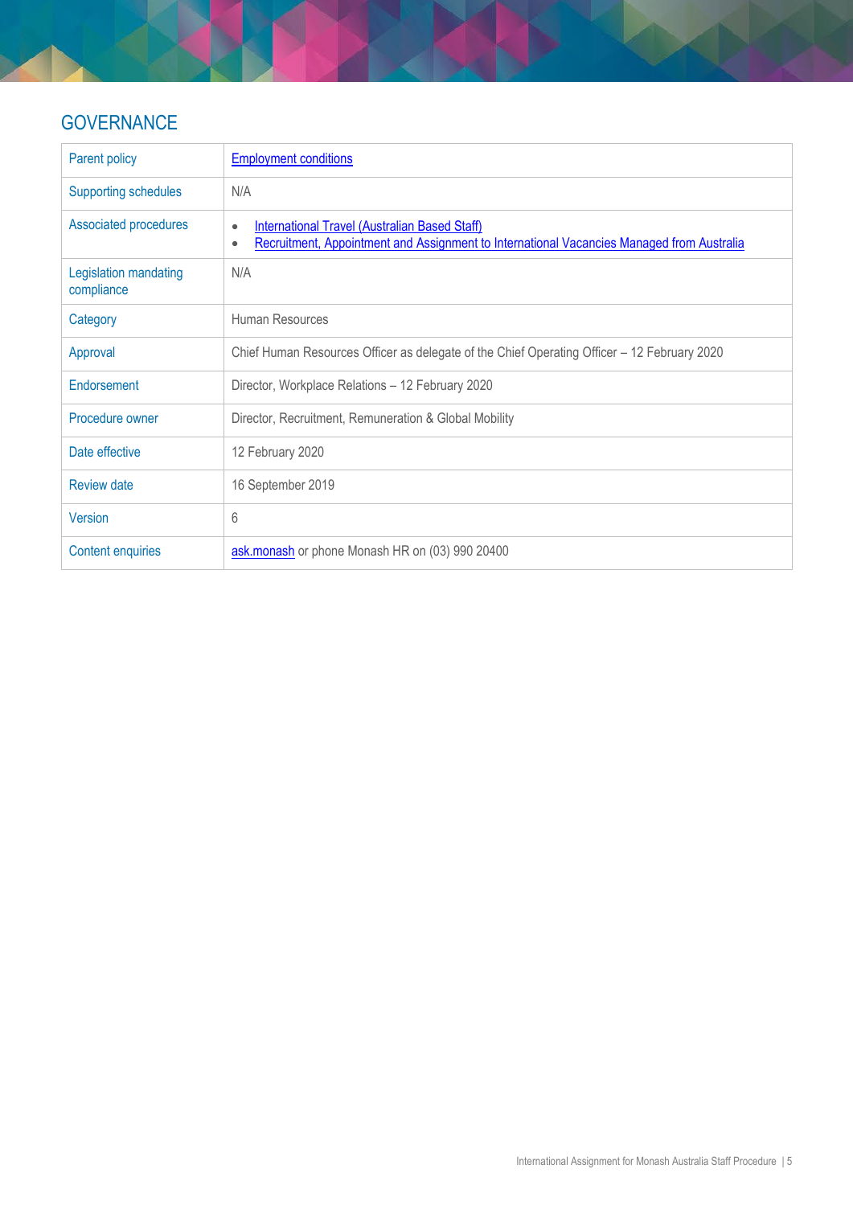## GOVERNANCE

| | |
|---|---|
| Parent policy | Employment conditions |
| Supporting schedules | N/A |
| Associated procedures | • International Travel (Australian Based Staff)<br>• Recruitment, Appointment and Assignment to International Vacancies Managed from Australia |
| Legislation mandating compliance | N/A |
| Category | Human Resources |
| Approval | Chief Human Resources Officer as delegate of the Chief Operating Officer – 12 February 2020 |
| Endorsement | Director, Workplace Relations – 12 February 2020 |
| Procedure owner | Director, Recruitment, Remuneration & Global Mobility |
| Date effective | 12 February 2020 |
| Review date | 16 September 2019 |
| Version | 6 |
| Content enquiries | ask.monash or phone Monash HR on (03) 990 20400 |